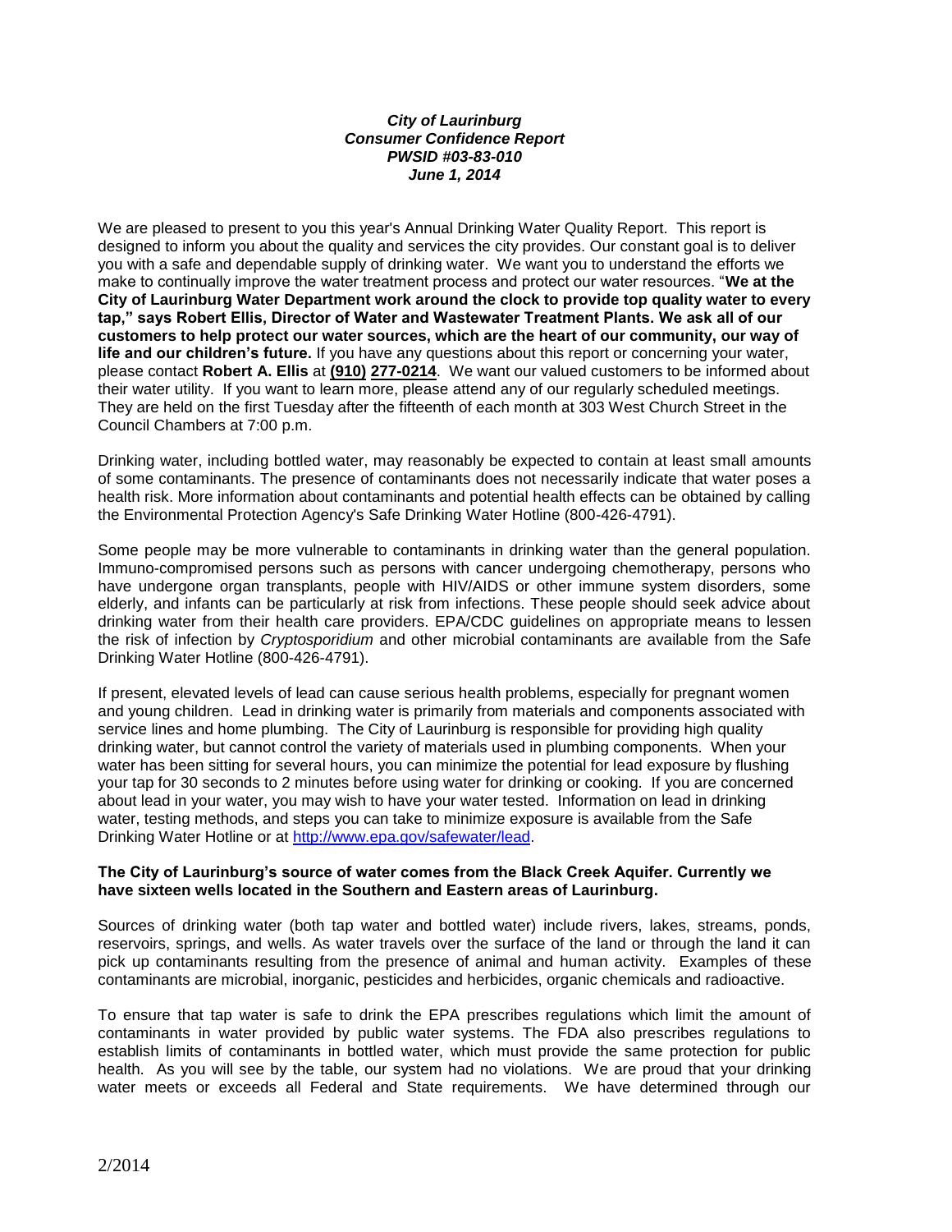***City of Laurinburg***
***Consumer Confidence Report***
***PWSID #03-83-010***
***June 1, 2014***

We are pleased to present to you this year's Annual Drinking Water Quality Report. This report is designed to inform you about the quality and services the city provides. Our constant goal is to deliver you with a safe and dependable supply of drinking water. We want you to understand the efforts we make to continually improve the water treatment process and protect our water resources. "**We at the City of Laurinburg Water Department work around the clock to provide top quality water to every tap," says Robert Ellis, Director of Water and Wastewater Treatment Plants. We ask all of our customers to help protect our water sources, which are the heart of our community, our way of life and our children's future.** If you have any questions about this report or concerning your water, please contact **Robert A. Ellis** at **(910) 277-0214**. We want our valued customers to be informed about their water utility. If you want to learn more, please attend any of our regularly scheduled meetings. They are held on the first Tuesday after the fifteenth of each month at 303 West Church Street in the Council Chambers at 7:00 p.m.

Drinking water, including bottled water, may reasonably be expected to contain at least small amounts of some contaminants. The presence of contaminants does not necessarily indicate that water poses a health risk. More information about contaminants and potential health effects can be obtained by calling the Environmental Protection Agency's Safe Drinking Water Hotline (800-426-4791).

Some people may be more vulnerable to contaminants in drinking water than the general population. Immuno-compromised persons such as persons with cancer undergoing chemotherapy, persons who have undergone organ transplants, people with HIV/AIDS or other immune system disorders, some elderly, and infants can be particularly at risk from infections. These people should seek advice about drinking water from their health care providers. EPA/CDC guidelines on appropriate means to lessen the risk of infection by *Cryptosporidium* and other microbial contaminants are available from the Safe Drinking Water Hotline (800-426-4791).

If present, elevated levels of lead can cause serious health problems, especially for pregnant women and young children. Lead in drinking water is primarily from materials and components associated with service lines and home plumbing. The City of Laurinburg is responsible for providing high quality drinking water, but cannot control the variety of materials used in plumbing components. When your water has been sitting for several hours, you can minimize the potential for lead exposure by flushing your tap for 30 seconds to 2 minutes before using water for drinking or cooking. If you are concerned about lead in your water, you may wish to have your water tested. Information on lead in drinking water, testing methods, and steps you can take to minimize exposure is available from the Safe Drinking Water Hotline or at http://www.epa.gov/safewater/lead.

**The City of Laurinburg's source of water comes from the Black Creek Aquifer. Currently we have sixteen wells located in the Southern and Eastern areas of Laurinburg.**

Sources of drinking water (both tap water and bottled water) include rivers, lakes, streams, ponds, reservoirs, springs, and wells. As water travels over the surface of the land or through the land it can pick up contaminants resulting from the presence of animal and human activity. Examples of these contaminants are microbial, inorganic, pesticides and herbicides, organic chemicals and radioactive.

To ensure that tap water is safe to drink the EPA prescribes regulations which limit the amount of contaminants in water provided by public water systems. The FDA also prescribes regulations to establish limits of contaminants in bottled water, which must provide the same protection for public health. As you will see by the table, our system had no violations. We are proud that your drinking water meets or exceeds all Federal and State requirements. We have determined through our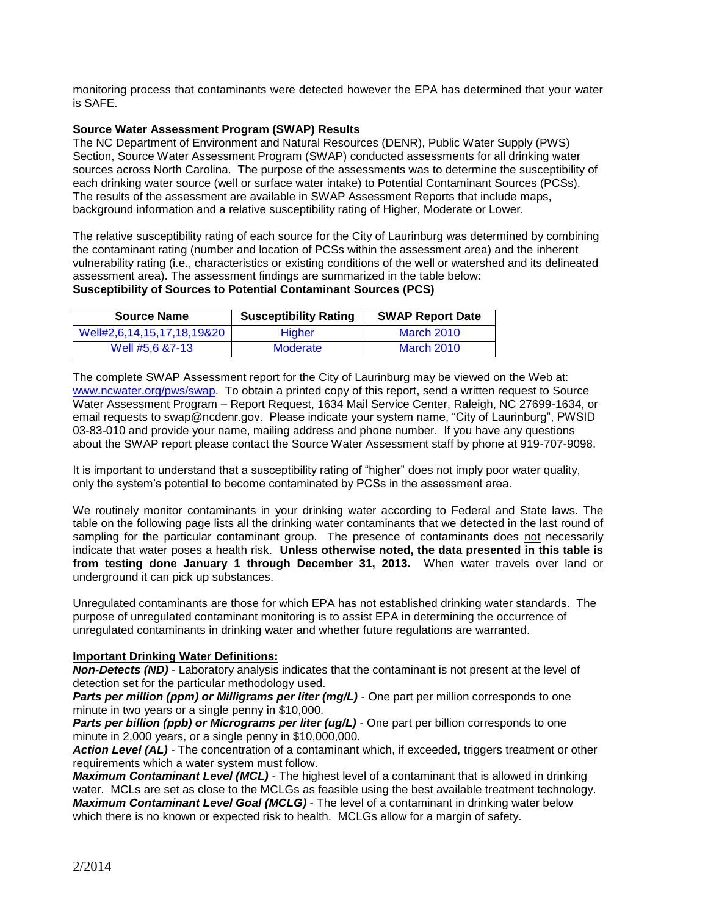monitoring process that contaminants were detected however the EPA has determined that your water is SAFE.

**Source Water Assessment Program (SWAP) Results**

The NC Department of Environment and Natural Resources (DENR), Public Water Supply (PWS) Section, Source Water Assessment Program (SWAP) conducted assessments for all drinking water sources across North Carolina. The purpose of the assessments was to determine the susceptibility of each drinking water source (well or surface water intake) to Potential Contaminant Sources (PCSs). The results of the assessment are available in SWAP Assessment Reports that include maps, background information and a relative susceptibility rating of Higher, Moderate or Lower.

The relative susceptibility rating of each source for the City of Laurinburg was determined by combining the contaminant rating (number and location of PCSs within the assessment area) and the inherent vulnerability rating (i.e., characteristics or existing conditions of the well or watershed and its delineated assessment area). The assessment findings are summarized in the table below:

**Susceptibility of Sources to Potential Contaminant Sources (PCS)**

| Source Name | Susceptibility Rating | SWAP Report Date |
| --- | --- | --- |
| Well#2,6,14,15,17,18,19&20 | Higher | March 2010 |
| Well #5,6 &7-13 | Moderate | March 2010 |

The complete SWAP Assessment report for the City of Laurinburg may be viewed on the Web at: www.ncwater.org/pws/swap. To obtain a printed copy of this report, send a written request to Source Water Assessment Program – Report Request, 1634 Mail Service Center, Raleigh, NC 27699-1634, or email requests to swap@ncdenr.gov. Please indicate your system name, "City of Laurinburg", PWSID 03-83-010 and provide your name, mailing address and phone number. If you have any questions about the SWAP report please contact the Source Water Assessment staff by phone at 919-707-9098.

It is important to understand that a susceptibility rating of "higher" does not imply poor water quality, only the system's potential to become contaminated by PCSs in the assessment area.

We routinely monitor contaminants in your drinking water according to Federal and State laws. The table on the following page lists all the drinking water contaminants that we detected in the last round of sampling for the particular contaminant group. The presence of contaminants does not necessarily indicate that water poses a health risk. **Unless otherwise noted, the data presented in this table is from testing done January 1 through December 31, 2013.** When water travels over land or underground it can pick up substances.

Unregulated contaminants are those for which EPA has not established drinking water standards. The purpose of unregulated contaminant monitoring is to assist EPA in determining the occurrence of unregulated contaminants in drinking water and whether future regulations are warranted.

**Important Drinking Water Definitions:**

***Non-Detects (ND)*** - Laboratory analysis indicates that the contaminant is not present at the level of detection set for the particular methodology used.

***Parts per million (ppm) or Milligrams per liter (mg/L)*** - One part per million corresponds to one minute in two years or a single penny in $10,000.

***Parts per billion (ppb) or Micrograms per liter (ug/L)*** - One part per billion corresponds to one minute in 2,000 years, or a single penny in $10,000,000.

***Action Level (AL)*** - The concentration of a contaminant which, if exceeded, triggers treatment or other requirements which a water system must follow.

***Maximum Contaminant Level (MCL)*** - The highest level of a contaminant that is allowed in drinking water. MCLs are set as close to the MCLGs as feasible using the best available treatment technology.

***Maximum Contaminant Level Goal (MCLG)*** - The level of a contaminant in drinking water below which there is no known or expected risk to health. MCLGs allow for a margin of safety.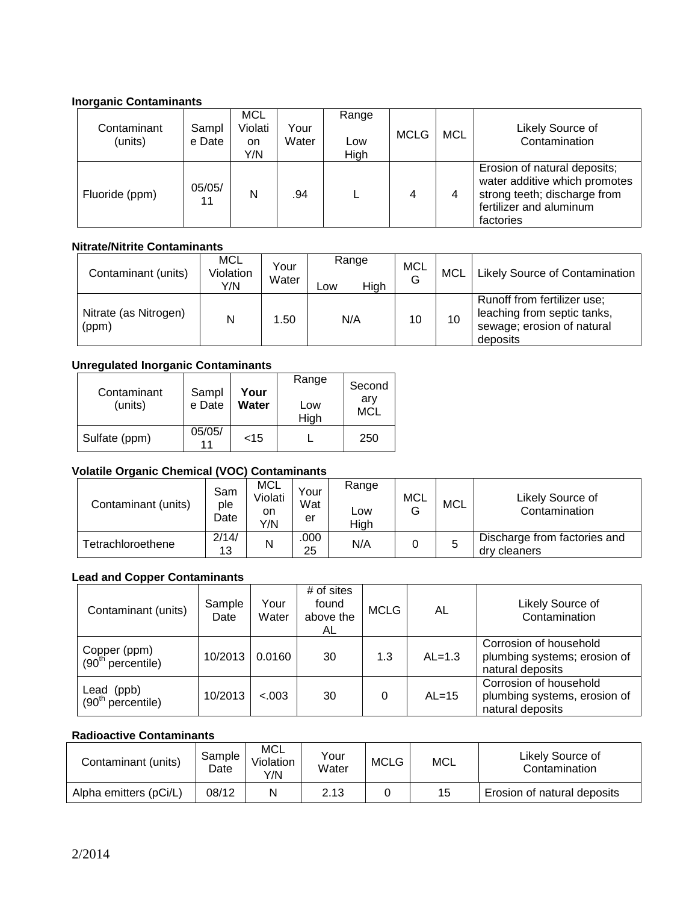**Inorganic Contaminants**

| Contaminant (units) | Sample Date | MCL Violation Y/N | Your Water | Range Low High | MCLG | MCL | Likely Source of Contamination |
|---|---|---|---|---|---|---|---|
| Fluoride (ppm) | 05/05/11 | N | .94 | L | 4 | 4 | Erosion of natural deposits; water additive which promotes strong teeth; discharge from fertilizer and aluminum factories |

**Nitrate/Nitrite Contaminants**

| Contaminant (units) | MCL Violation Y/N | Your Water | Range Low | High | MCLG | MCL | Likely Source of Contamination |
|---|---|---|---|---|---|---|---|
| Nitrate (as Nitrogen) (ppm) | N | 1.50 | N/A | | 10 | 10 | Runoff from fertilizer use; leaching from septic tanks, sewage; erosion of natural deposits |

**Unregulated Inorganic Contaminants**

| Contaminant (units) | Sample Date | **Your Water** | Range Low High | Secondary MCL |
|---|---|---|---|---|
| Sulfate (ppm) | 05/05/11 | <15 | L | 250 |

**Volatile Organic Chemical (VOC) Contaminants**

| Contaminant (units) | Sample Date | MCL Violation Y/N | Your Water | Range Low High | MCLG | MCL | Likely Source of Contamination |
|---|---|---|---|---|---|---|---|
| Tetrachloroethene | 2/14/13 | N | .00025 | N/A | 0 | 5 | Discharge from factories and dry cleaners |

**Lead and Copper Contaminants**

| Contaminant (units) | Sample Date | Your Water | # of sites found above the AL | MCLG | AL | Likely Source of Contamination |
|---|---|---|---|---|---|---|
| Copper (ppm) (90th percentile) | 10/2013 | 0.0160 | 30 | 1.3 | AL=1.3 | Corrosion of household plumbing systems; erosion of natural deposits |
| Lead (ppb) (90th percentile) | 10/2013 | <.003 | 30 | 0 | AL=15 | Corrosion of household plumbing systems, erosion of natural deposits |

**Radioactive Contaminants**

| Contaminant (units) | Sample Date | MCL Violation Y/N | Your Water | MCLG | MCL | Likely Source of Contamination |
|---|---|---|---|---|---|---|
| Alpha emitters (pCi/L) | 08/12 | N | 2.13 | 0 | 15 | Erosion of natural deposits |

2/2014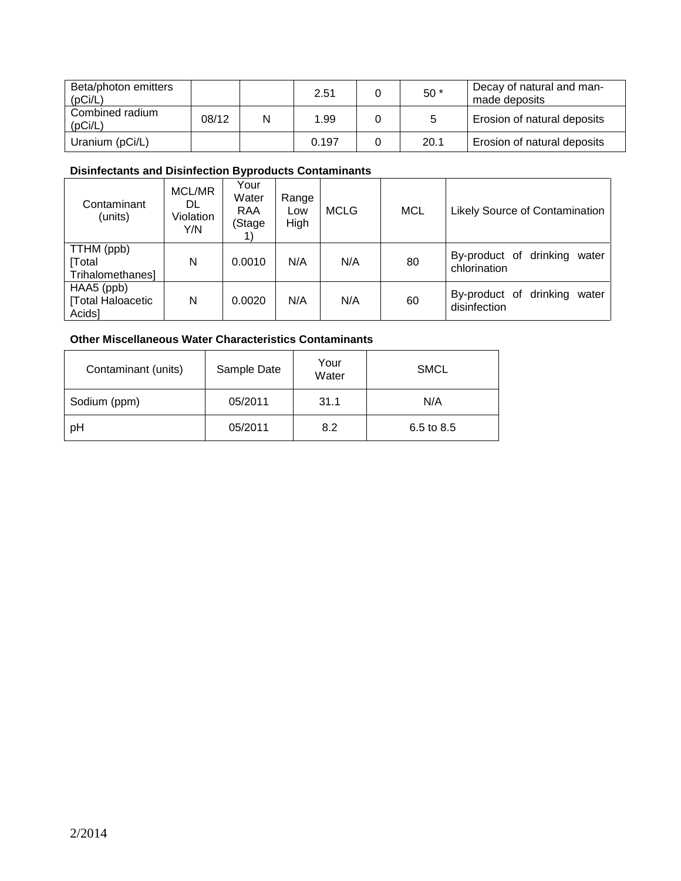| | | | | | | |
|---|---|---|---|---|---|---|
| Beta/photon emitters (pCi/L) | | | 2.51 | 0 | 50 * | Decay of natural and man-made deposits |
| Combined radium (pCi/L) | 08/12 | N | 1.99 | 0 | 5 | Erosion of natural deposits |
| Uranium (pCi/L) | | | 0.197 | 0 | 20.1 | Erosion of natural deposits |

**Disinfectants and Disinfection Byproducts Contaminants**

| Contaminant (units) | MCL/MRDL Violation Y/N | Your Water RAA (Stage 1) | Range Low High | MCLG | MCL | Likely Source of Contamination |
|---|---|---|---|---|---|---|
| TTHM (ppb) [Total Trihalomethanes] | N | 0.0010 | N/A | N/A | 80 | By-product of drinking water chlorination |
| HAA5 (ppb) [Total Haloacetic Acids] | N | 0.0020 | N/A | N/A | 60 | By-product of drinking water disinfection |

**Other Miscellaneous Water Characteristics Contaminants**

| Contaminant (units) | Sample Date | Your Water | SMCL |
|---|---|---|---|
| Sodium (ppm) | 05/2011 | 31.1 | N/A |
| pH | 05/2011 | 8.2 | 6.5 to 8.5 |

2/2014